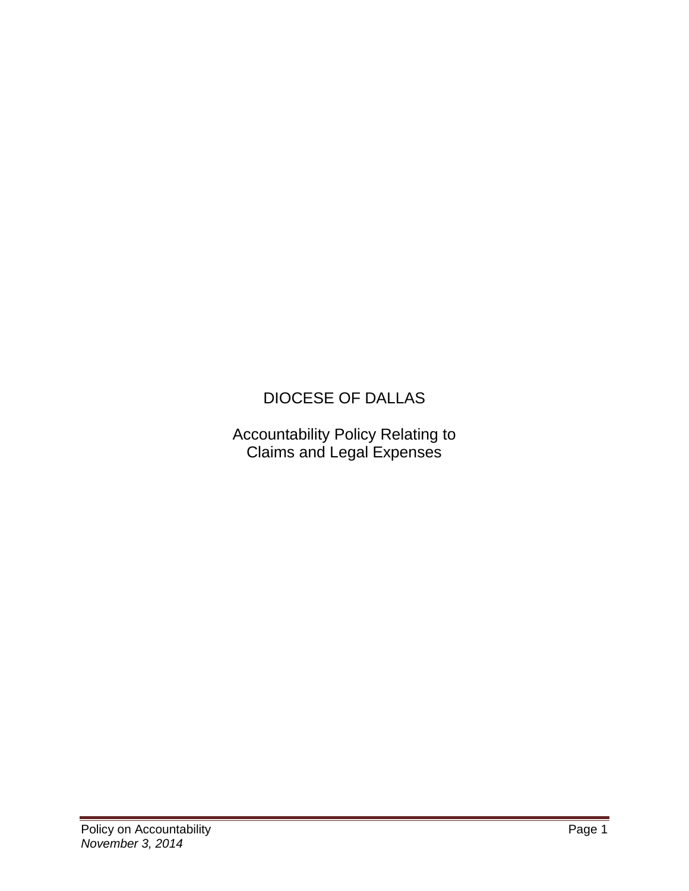# DIOCESE OF DALLAS

## Accountability Policy Relating to Claims and Legal Expenses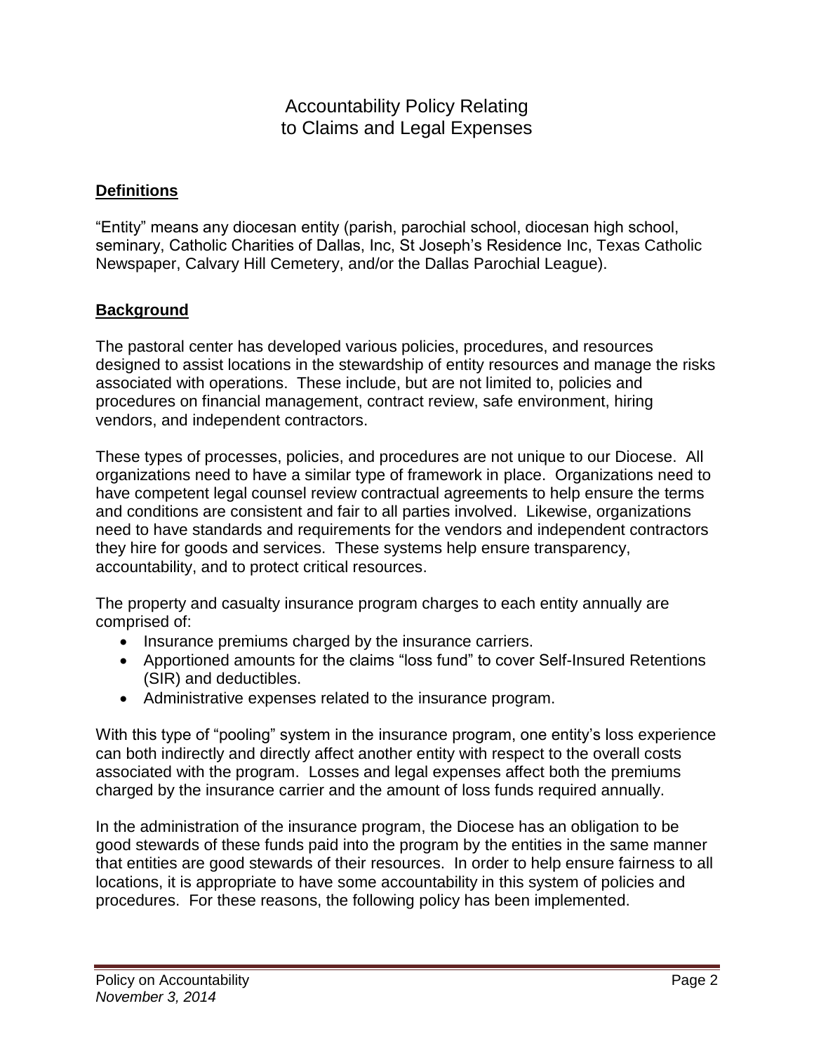# Accountability Policy Relating to Claims and Legal Expenses

**Definitions**

"Entity" means any diocesan entity (parish, parochial school, diocesan high school, seminary, Catholic Charities of Dallas, Inc, St Joseph's Residence Inc, Texas Catholic Newspaper, Calvary Hill Cemetery, and/or the Dallas Parochial League).

**Background**

The pastoral center has developed various policies, procedures, and resources designed to assist locations in the stewardship of entity resources and manage the risks associated with operations. These include, but are not limited to, policies and procedures on financial management, contract review, safe environment, hiring vendors, and independent contractors.

These types of processes, policies, and procedures are not unique to our Diocese. All organizations need to have a similar type of framework in place. Organizations need to have competent legal counsel review contractual agreements to help ensure the terms and conditions are consistent and fair to all parties involved. Likewise, organizations need to have standards and requirements for the vendors and independent contractors they hire for goods and services. These systems help ensure transparency, accountability, and to protect critical resources.

The property and casualty insurance program charges to each entity annually are comprised of:

- Insurance premiums charged by the insurance carriers.
- Apportioned amounts for the claims "loss fund" to cover Self-Insured Retentions (SIR) and deductibles.
- Administrative expenses related to the insurance program.

With this type of "pooling" system in the insurance program, one entity's loss experience can both indirectly and directly affect another entity with respect to the overall costs associated with the program. Losses and legal expenses affect both the premiums charged by the insurance carrier and the amount of loss funds required annually.

In the administration of the insurance program, the Diocese has an obligation to be good stewards of these funds paid into the program by the entities in the same manner that entities are good stewards of their resources. In order to help ensure fairness to all locations, it is appropriate to have some accountability in this system of policies and procedures. For these reasons, the following policy has been implemented.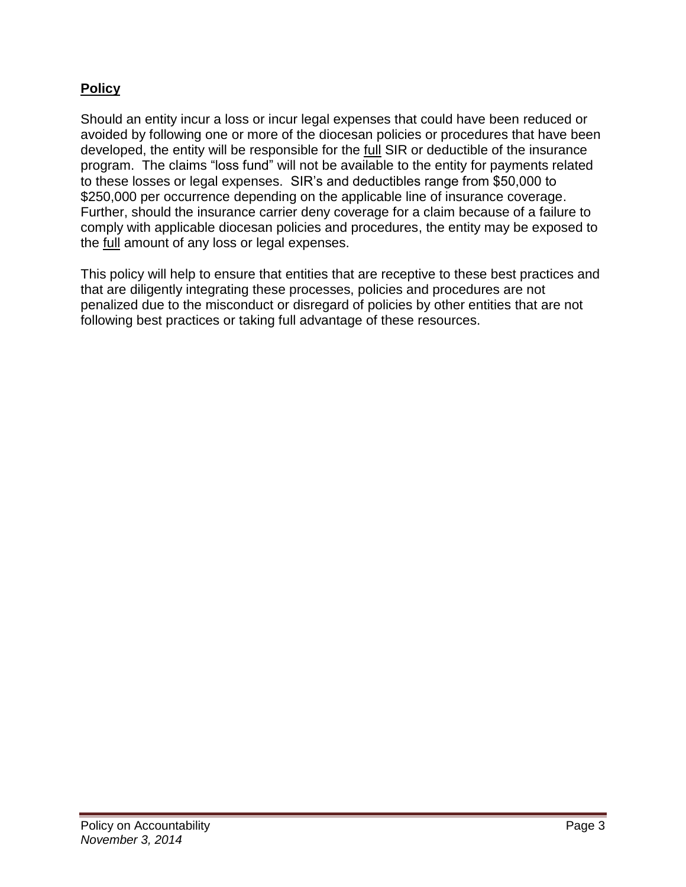## Policy

Should an entity incur a loss or incur legal expenses that could have been reduced or avoided by following one or more of the diocesan policies or procedures that have been developed, the entity will be responsible for the <u>full</u> SIR or deductible of the insurance program. The claims "loss fund" will not be available to the entity for payments related to these losses or legal expenses. SIR's and deductibles range from $50,000 to $250,000 per occurrence depending on the applicable line of insurance coverage. Further, should the insurance carrier deny coverage for a claim because of a failure to comply with applicable diocesan policies and procedures, the entity may be exposed to the <u>full</u> amount of any loss or legal expenses.

This policy will help to ensure that entities that are receptive to these best practices and that are diligently integrating these processes, policies and procedures are not penalized due to the misconduct or disregard of policies by other entities that are not following best practices or taking full advantage of these resources.